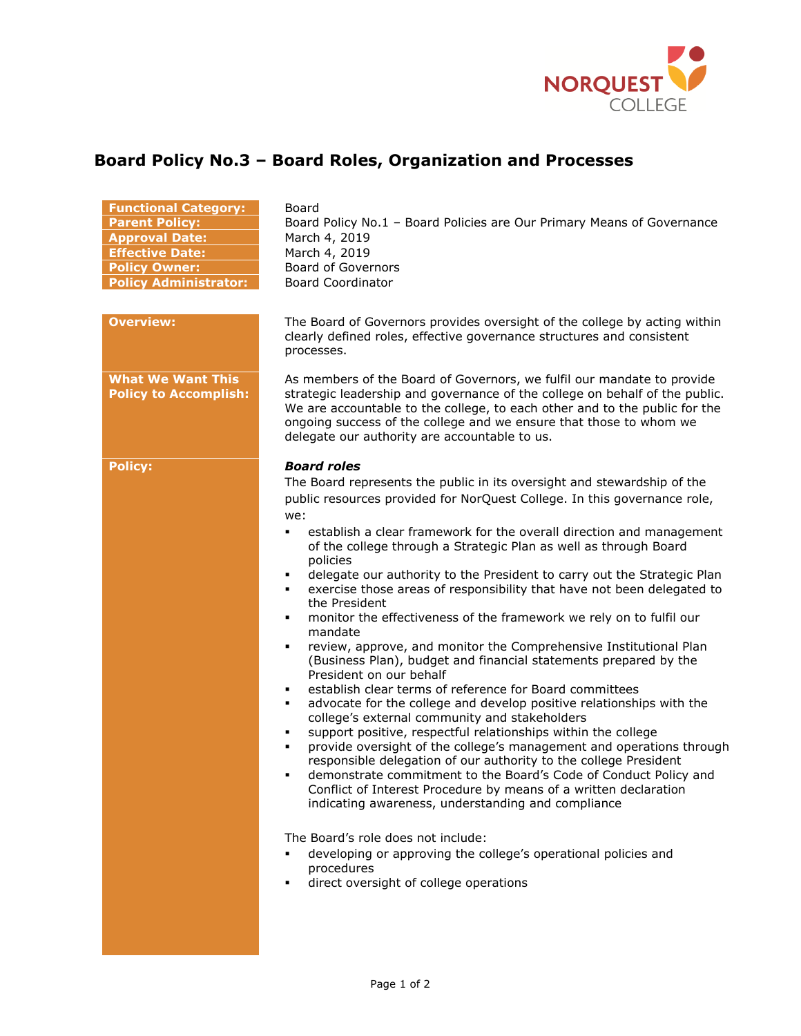# Board Policy No.3 – Board Roles, Organization and Processes

| | |
|---|---|
| **Functional Category:** | Board |
| **Parent Policy:** | Board Policy No.1 – Board Policies are Our Primary Means of Governance |
| **Approval Date:** | March 4, 2019 |
| **Effective Date:** | March 4, 2019 |
| **Policy Owner:** | Board of Governors |
| **Policy Administrator:** | Board Coordinator |

**Overview:**

The Board of Governors provides oversight of the college by acting within clearly defined roles, effective governance structures and consistent processes.

**What We Want This Policy to Accomplish:**

As members of the Board of Governors, we fulfil our mandate to provide strategic leadership and governance of the college on behalf of the public. We are accountable to the college, to each other and to the public for the ongoing success of the college and we ensure that those to whom we delegate our authority are accountable to us.

**Policy:**

***Board roles***

The Board represents the public in its oversight and stewardship of the public resources provided for NorQuest College. In this governance role, we:

- establish a clear framework for the overall direction and management of the college through a Strategic Plan as well as through Board policies
- delegate our authority to the President to carry out the Strategic Plan
- exercise those areas of responsibility that have not been delegated to the President
- monitor the effectiveness of the framework we rely on to fulfil our mandate
- review, approve, and monitor the Comprehensive Institutional Plan (Business Plan), budget and financial statements prepared by the President on our behalf
- establish clear terms of reference for Board committees
- advocate for the college and develop positive relationships with the college's external community and stakeholders
- support positive, respectful relationships within the college
- provide oversight of the college's management and operations through responsible delegation of our authority to the college President
- demonstrate commitment to the Board's Code of Conduct Policy and Conflict of Interest Procedure by means of a written declaration indicating awareness, understanding and compliance

The Board's role does not include:

- developing or approving the college's operational policies and procedures
- direct oversight of college operations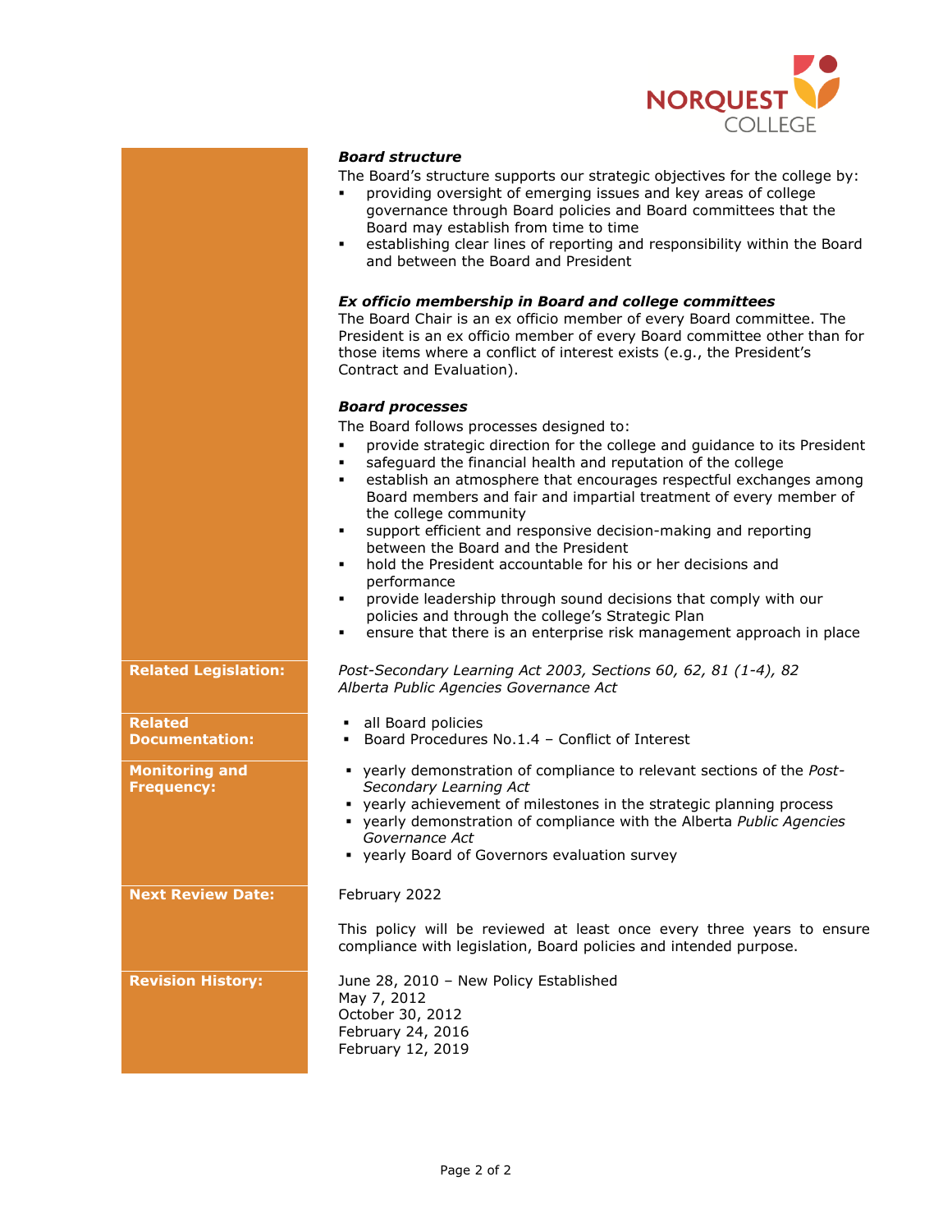### *Board structure*

The Board's structure supports our strategic objectives for the college by:

- providing oversight of emerging issues and key areas of college governance through Board policies and Board committees that the Board may establish from time to time
- establishing clear lines of reporting and responsibility within the Board and between the Board and President

### *Ex officio membership in Board and college committees*

The Board Chair is an ex officio member of every Board committee. The President is an ex officio member of every Board committee other than for those items where a conflict of interest exists (e.g., the President's Contract and Evaluation).

### *Board processes*

The Board follows processes designed to:

- provide strategic direction for the college and guidance to its President
- safeguard the financial health and reputation of the college
- establish an atmosphere that encourages respectful exchanges among Board members and fair and impartial treatment of every member of the college community
- support efficient and responsive decision-making and reporting between the Board and the President
- hold the President accountable for his or her decisions and performance
- provide leadership through sound decisions that comply with our policies and through the college's Strategic Plan
- ensure that there is an enterprise risk management approach in place

**Related Legislation:**

*Post-Secondary Learning Act 2003, Sections 60, 62, 81 (1-4), 82*
*Alberta Public Agencies Governance Act*

**Related Documentation:**

- all Board policies
- Board Procedures No.1.4 – Conflict of Interest

**Monitoring and Frequency:**

- yearly demonstration of compliance to relevant sections of the *Post-Secondary Learning Act*
- yearly achievement of milestones in the strategic planning process
- yearly demonstration of compliance with the Alberta *Public Agencies Governance Act*
- yearly Board of Governors evaluation survey

**Next Review Date:**

February 2022

This policy will be reviewed at least once every three years to ensure compliance with legislation, Board policies and intended purpose.

**Revision History:**

June 28, 2010 – New Policy Established
May 7, 2012
October 30, 2012
February 24, 2016
February 12, 2019